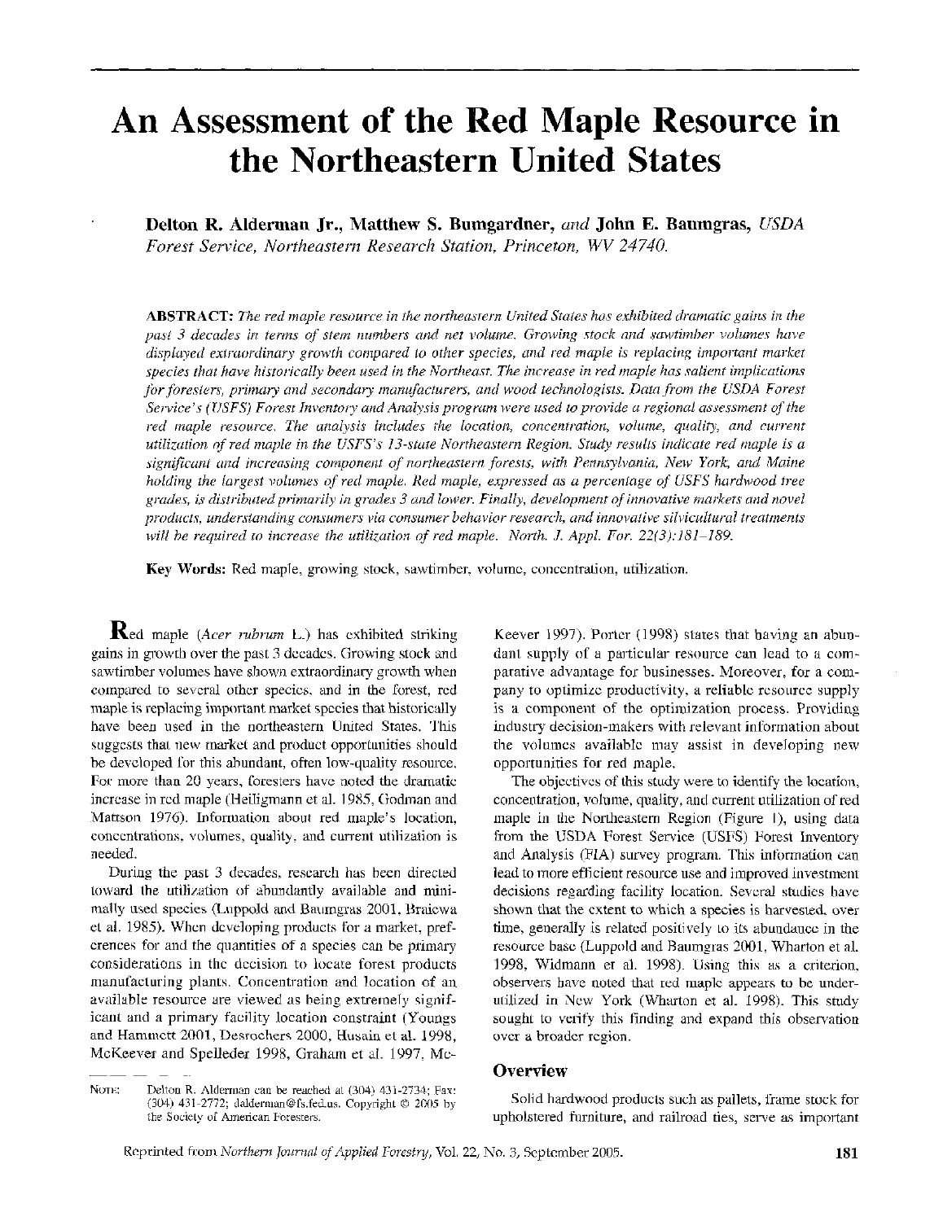# An Assessment of the Red Maple Resource in the Northeastern United States

**Delton R. Alderman Jr., Matthew S. Bumgardner,** *and* **John E. Baumgras,** *USDA Forest Service, Northeastern Research Station, Princeton, WV 24740.*

**ABSTRACT:** *The red maple resource in the northeastern United States has exhibited dramatic gains in the past 3 decades in terms of stem numbers and net volume. Growing stock and sawtimber volumes have displayed extraordinary growth compared to other species, and red maple is replacing important market species that have historically been used in the Northeast. The increase in red maple has salient implications for foresters, primary and secondary manufacturers, and wood technologists. Data from the USDA Forest Service's (USFS) Forest Inventory and Analysis program were used to provide a regional assessment of the red maple resource. The analysis includes the location, concentration, volume, quality, and current utilization of red maple in the USFS's 13-state Northeastern Region. Study results indicate red maple is a significant and increasing component of northeastern forests, with Pennsylvania, New York, and Maine holding the largest volumes of red maple. Red maple, expressed as a percentage of USFS hardwood tree grades, is distributed primarily in grades 3 and lower. Finally, development of innovative markets and novel products, understanding consumers via consumer behavior research, and innovative silvicultural treatments will be required to increase the utilization of red maple. North. J. Appl. For. 22(3):181–189.*

**Key Words:** Red maple, growing stock, sawtimber, volume, concentration, utilization.

**R**ed maple (*Acer rubrum* L.) has exhibited striking gains in growth over the past 3 decades. Growing stock and sawtimber volumes have shown extraordinary growth when compared to several other species, and in the forest, red maple is replacing important market species that historically have been used in the northeastern United States. This suggests that new market and product opportunities should be developed for this abundant, often low-quality resource. For more than 20 years, foresters have noted the dramatic increase in red maple (Heiligmann et al. 1985, Godman and Mattson 1976). Information about red maple's location, concentrations, volumes, quality, and current utilization is needed.

During the past 3 decades, research has been directed toward the utilization of abundantly available and minimally used species (Luppold and Baumgras 2001, Braiewa et al. 1985). When developing products for a market, preferences for and the quantities of a species can be primary considerations in the decision to locate forest products manufacturing plants. Concentration and location of an available resource are viewed as being extremely significant and a primary facility location constraint (Youngs and Hammett 2001, Desrochers 2000, Husain et al. 1998, McKeever and Spelleder 1998, Graham et al. 1997, McKeever 1997). Porter (1998) states that having an abundant supply of a particular resource can lead to a comparative advantage for businesses. Moreover, for a company to optimize productivity, a reliable resource supply is a component of the optimization process. Providing industry decision-makers with relevant information about the volumes available may assist in developing new opportunities for red maple.

The objectives of this study were to identify the location, concentration, volume, quality, and current utilization of red maple in the Northeastern Region (Figure 1), using data from the USDA Forest Service (USFS) Forest Inventory and Analysis (FIA) survey program. This information can lead to more efficient resource use and improved investment decisions regarding facility location. Several studies have shown that the extent to which a species is harvested, over time, generally is related positively to its abundance in the resource base (Luppold and Baumgras 2001, Wharton et al. 1998, Widmann et al. 1998). Using this as a criterion, observers have noted that red maple appears to be underutilized in New York (Wharton et al. 1998). This study sought to verify this finding and expand this observation over a broader region.

## Overview

Solid hardwood products such as pallets, frame stock for upholstered furniture, and railroad ties, serve as important

Note: Delton R. Alderman can be reached at (304) 431-2734; Fax: (304) 431-2772; dalderman@fs.fed.us. Copyright © 2005 by the Society of American Foresters.

Reprinted from *Northern Journal of Applied Forestry*, Vol. 22, No. 3, September 2005.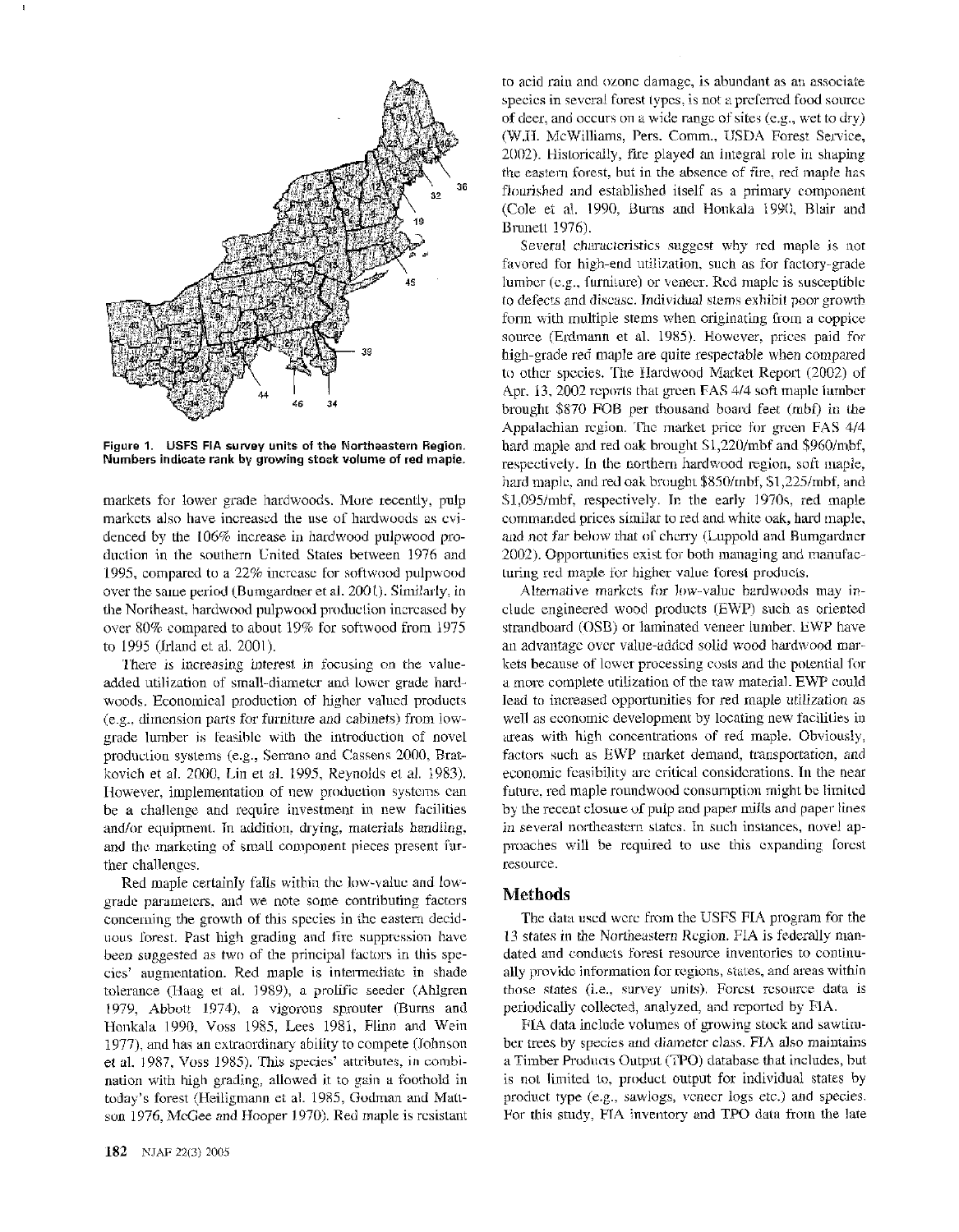Figure 1. USFS FIA survey units of the Northeastern Region. Numbers indicate rank by growing stock volume of red maple.

markets for lower grade hardwoods. More recently, pulp markets also have increased the use of hardwoods as evidenced by the 106% increase in hardwood pulpwood production in the southern United States between 1976 and 1995, compared to a 22% increase for softwood pulpwood over the same period (Bumgardner et al. 2001). Similarly, in the Northeast, hardwood pulpwood production increased by over 80% compared to about 19% for softwood from 1975 to 1995 (Irland et al. 2001).

There is increasing interest in focusing on the value-added utilization of small-diameter and lower grade hardwoods. Economical production of higher valued products (e.g., dimension parts for furniture and cabinets) from low-grade lumber is feasible with the introduction of novel production systems (e.g., Serrano and Cassens 2000, Bratkovich et al. 2000, Lin et al. 1995, Reynolds et al. 1983). However, implementation of new production systems can be a challenge and require investment in new facilities and/or equipment. In addition, drying, materials handling, and the marketing of small component pieces present further challenges.

Red maple certainly falls within the low-value and low-grade parameters, and we note some contributing factors concerning the growth of this species in the eastern deciduous forest. Past high grading and fire suppression have been suggested as two of the principal factors in this species' augmentation. Red maple is intermediate in shade tolerance (Haag et al. 1989), a prolific seeder (Ahlgren 1979, Abbott 1974), a vigorous sprouter (Burns and Honkala 1990, Voss 1985, Lees 1981, Flinn and Wein 1977), and has an extraordinary ability to compete (Johnson et al. 1987, Voss 1985). This species' attributes, in combination with high grading, allowed it to gain a foothold in today's forest (Heiligmann et al. 1985, Godman and Mattson 1976, McGee and Hooper 1970). Red maple is resistant to acid rain and ozone damage, is abundant as an associate species in several forest types, is not a preferred food source of deer, and occurs on a wide range of sites (e.g., wet to dry) (W.H. McWilliams, Pers. Comm., USDA Forest Service, 2002). Historically, fire played an integral role in shaping the eastern forest, but in the absence of fire, red maple has flourished and established itself as a primary component (Cole et al. 1990, Burns and Honkala 1990, Blair and Brunett 1976).

Several characteristics suggest why red maple is not favored for high-end utilization, such as for factory-grade lumber (e.g., furniture) or veneer. Red maple is susceptible to defects and disease. Individual stems exhibit poor growth form with multiple stems when originating from a coppice source (Erdmann et al. 1985). However, prices paid for high-grade red maple are quite respectable when compared to other species. The Hardwood Market Report (2002) of Apr. 13, 2002 reports that green FAS 4/4 soft maple lumber brought \$870 FOB per thousand board feet (mbf) in the Appalachian region. The market price for green FAS 4/4 hard maple and red oak brought \$1,220/mbf and \$960/mbf, respectively. In the northern hardwood region, soft maple, hard maple, and red oak brought \$850/mbf, \$1,225/mbf, and \$1,095/mbf, respectively. In the early 1970s, red maple commanded prices similar to red and white oak, hard maple, and not far below that of cherry (Luppold and Bumgardner 2002). Opportunities exist for both managing and manufacturing red maple for higher value forest products.

Alternative markets for low-value hardwoods may include engineered wood products (EWP) such as oriented strandboard (OSB) or laminated veneer lumber. EWP have an advantage over value-added solid wood hardwood markets because of lower processing costs and the potential for a more complete utilization of the raw material. EWP could lead to increased opportunities for red maple utilization as well as economic development by locating new facilities in areas with high concentrations of red maple. Obviously, factors such as EWP market demand, transportation, and economic feasibility are critical considerations. In the near future, red maple roundwood consumption might be limited by the recent closure of pulp and paper mills and paper lines in several northeastern states. In such instances, novel approaches will be required to use this expanding forest resource.

## Methods

The data used were from the USFS FIA program for the 13 states in the Northeastern Region. FIA is federally mandated and conducts forest resource inventories to continually provide information for regions, states, and areas within those states (i.e., survey units). Forest resource data is periodically collected, analyzed, and reported by FIA.

FIA data include volumes of growing stock and sawtimber trees by species and diameter class. FIA also maintains a Timber Products Output (TPO) database that includes, but is not limited to, product output for individual states by product type (e.g., sawlogs, veneer logs etc.) and species. For this study, FIA inventory and TPO data from the late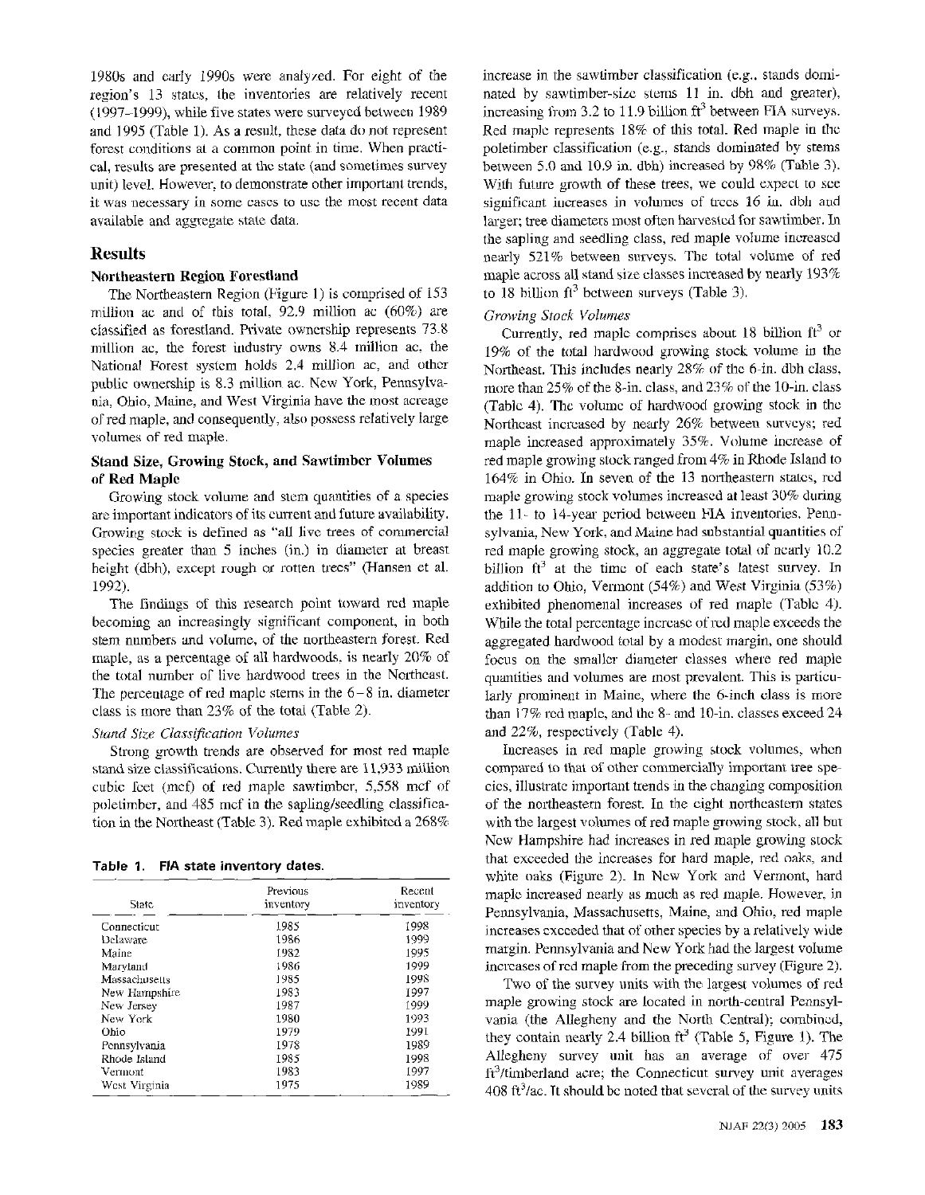1980s and early 1990s were analyzed. For eight of the region's 13 states, the inventories are relatively recent (1997–1999), while five states were surveyed between 1989 and 1995 (Table 1). As a result, these data do not represent forest conditions at a common point in time. When practical, results are presented at the state (and sometimes survey unit) level. However, to demonstrate other important trends, it was necessary in some cases to use the most recent data available and aggregate state data.

## Results

### Northeastern Region Forestland

The Northeastern Region (Figure 1) is comprised of 153 million ac and of this total, 92.9 million ac (60%) are classified as forestland. Private ownership represents 73.8 million ac, the forest industry owns 8.4 million ac, the National Forest system holds 2.4 million ac, and other public ownership is 8.3 million ac. New York, Pennsylvania, Ohio, Maine, and West Virginia have the most acreage of red maple, and consequently, also possess relatively large volumes of red maple.

### Stand Size, Growing Stock, and Sawtimber Volumes of Red Maple

Growing stock volume and stem quantities of a species are important indicators of its current and future availability. Growing stock is defined as "all live trees of commercial species greater than 5 inches (in.) in diameter at breast height (dbh), except rough or rotten trees" (Hansen et al. 1992).

The findings of this research point toward red maple becoming an increasingly significant component, in both stem numbers and volume, of the northeastern forest. Red maple, as a percentage of all hardwoods, is nearly 20% of the total number of live hardwood trees in the Northeast. The percentage of red maple stems in the 6–8 in. diameter class is more than 23% of the total (Table 2).

*Stand Size Classification Volumes*

Strong growth trends are observed for most red maple stand size classifications. Currently there are 11,933 million cubic feet (mcf) of red maple sawtimber, 5,558 mcf of poletimber, and 485 mcf in the sapling/seedling classification in the Northeast (Table 3). Red maple exhibited a 268% increase in the sawtimber classification (e.g., stands dominated by sawtimber-size stems 11 in. dbh and greater), increasing from 3.2 to 11.9 billion $ft^3$ between FIA surveys. Red maple represents 18% of this total. Red maple in the poletimber classification (e.g., stands dominated by stems between 5.0 and 10.9 in. dbh) increased by 98% (Table 3). With future growth of these trees, we could expect to see significant increases in volumes of trees 16 in. dbh and larger; tree diameters most often harvested for sawtimber. In the sapling and seedling class, red maple volume increased nearly 521% between surveys. The total volume of red maple across all stand size classes increased by nearly 193% to 18 billion $ft^3$ between surveys (Table 3).

*Growing Stock Volumes*

Currently, red maple comprises about 18 billion $ft^3$ or 19% of the total hardwood growing stock volume in the Northeast. This includes nearly 28% of the 6-in. dbh class, more than 25% of the 8-in. class, and 23% of the 10-in. class (Table 4). The volume of hardwood growing stock in the Northeast increased by nearly 26% between surveys; red maple increased approximately 35%. Volume increase of red maple growing stock ranged from 4% in Rhode Island to 164% in Ohio. In seven of the 13 northeastern states, red maple growing stock volumes increased at least 30% during the 11- to 14-year period between FIA inventories. Pennsylvania, New York, and Maine had substantial quantities of red maple growing stock, an aggregate total of nearly 10.2 billion $ft^3$ at the time of each state's latest survey. In addition to Ohio, Vermont (54%) and West Virginia (53%) exhibited phenomenal increases of red maple (Table 4). While the total percentage increase of red maple exceeds the aggregated hardwood total by a modest margin, one should focus on the smaller diameter classes where red maple quantities and volumes are most prevalent. This is particularly prominent in Maine, where the 6-inch class is more than 17% red maple, and the 8- and 10-in. classes exceed 24 and 22%, respectively (Table 4).

Increases in red maple growing stock volumes, when compared to that of other commercially important tree species, illustrate important trends in the changing composition of the northeastern forest. In the eight northeastern states with the largest volumes of red maple growing stock, all but New Hampshire had increases in red maple growing stock that exceeded the increases for hard maple, red oaks, and white oaks (Figure 2). In New York and Vermont, hard maple increased nearly as much as red maple. However, in Pennsylvania, Massachusetts, Maine, and Ohio, red maple increases exceeded that of other species by a relatively wide margin. Pennsylvania and New York had the largest volume increases of red maple from the preceding survey (Figure 2).

Two of the survey units with the largest volumes of red maple growing stock are located in north-central Pennsylvania (the Allegheny and the North Central); combined, they contain nearly 2.4 billion $ft^3$ (Table 5, Figure 1). The Allegheny survey unit has an average of over 475 $ft^3$/timberland acre; the Connecticut survey unit averages 408 $ft^3$/ac. It should be noted that several of the survey units

**Table 1. FIA state inventory dates.**

| State | Previous inventory | Recent inventory |
|---|---|---|
| Connecticut | 1985 | 1998 |
| Delaware | 1986 | 1999 |
| Maine | 1982 | 1995 |
| Maryland | 1986 | 1999 |
| Massachusetts | 1985 | 1998 |
| New Hampshire | 1983 | 1997 |
| New Jersey | 1987 | 1999 |
| New York | 1980 | 1993 |
| Ohio | 1979 | 1991 |
| Pennsylvania | 1978 | 1989 |
| Rhode Island | 1985 | 1998 |
| Vermont | 1983 | 1997 |
| West Virginia | 1975 | 1989 |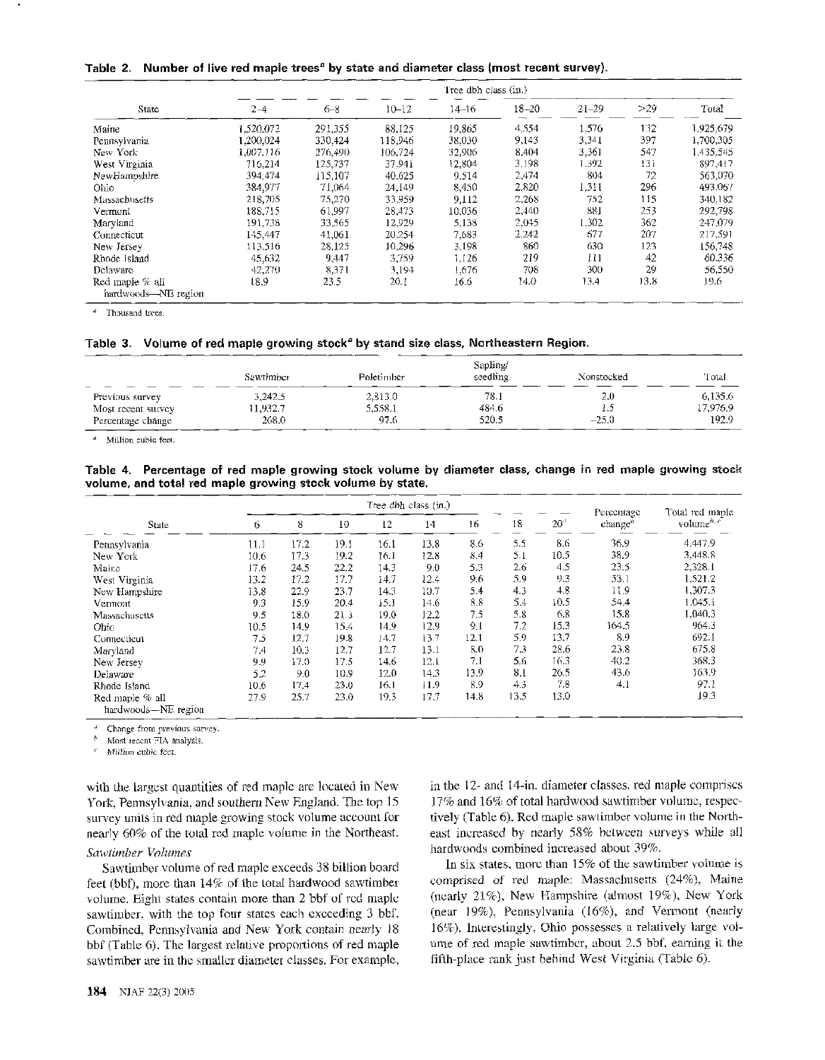**Table 2. Number of live red maple trees[a] by state and diameter class (most recent survey).**

| State | Tree dbh class (in.) | | | | | | | |
|---|---|---|---|---|---|---|---|---|
| | 2–4 | 6–8 | 10–12 | 14–16 | 18–20 | 21–29 | >29 | Total |
| Maine | 1,520,072 | 291,355 | 88,125 | 19,865 | 4,554 | 1,576 | 132 | 1,925,679 |
| Pennsylvania | 1,200,024 | 330,424 | 118,946 | 38,030 | 9,143 | 3,341 | 397 | 1,700,305 |
| New York | 1,007,116 | 276,490 | 106,724 | 32,906 | 8,404 | 3,361 | 547 | 1,435,545 |
| West Virginia | 716,214 | 125,737 | 37,941 | 12,804 | 3,198 | 1,392 | 131 | 897,417 |
| NewHampshire | 394,474 | 115,107 | 40,625 | 9,514 | 2,474 | 804 | 72 | 563,070 |
| Ohio | 384,977 | 71,064 | 24,149 | 8,450 | 2,820 | 1,311 | 296 | 493,067 |
| Massachusetts | 218,705 | 75,270 | 33,959 | 9,112 | 2,268 | 752 | 115 | 340,182 |
| Vermont | 188,715 | 61,997 | 28,473 | 10,036 | 2,440 | 881 | 253 | 292,798 |
| Maryland | 191,738 | 33,565 | 12,929 | 5,138 | 2,045 | 1,302 | 362 | 247,079 |
| Connecticut | 145,447 | 41,061 | 20,254 | 7,683 | 2,242 | 677 | 207 | 217,591 |
| New Jersey | 113,516 | 28,125 | 10,296 | 3,198 | 860 | 630 | 123 | 156,748 |
| Rhode Island | 45,632 | 9,447 | 3,759 | 1,126 | 219 | 111 | 42 | 60,336 |
| Delaware | 42,270 | 8,371 | 3,194 | 1,676 | 708 | 300 | 29 | 56,550 |
| Red maple % all hardwoods—NE region | 18.9 | 23.5 | 20.1 | 16.6 | 14.0 | 13.4 | 13.8 | 19.6 |

[a] Thousand trees.

**Table 3. Volume of red maple growing stock[a] by stand size class, Northeastern Region.**

| | Sawtimber | Poletimber | Sapling/seedling | Nonstocked | Total |
|---|---|---|---|---|---|
| Previous survey | 3,242.5 | 2,813.0 | 78.1 | 2.0 | 6,135.6 |
| Most recent survey | 11,932.7 | 5,558.1 | 484.6 | 1.5 | 17,976.9 |
| Percentage change | 268.0 | 97.6 | 520.5 | −25.0 | 192.9 |

[a] Million cubic feet.

**Table 4. Percentage of red maple growing stock volume by diameter class, change in red maple growing stock volume, and total red maple growing stock volume by state.**

| State | Tree dbh class (in.) | | | | | | | | Percentage change[a] | Total red maple volume[b, c] |
|---|---|---|---|---|---|---|---|---|---|---|
| | 6 | 8 | 10 | 12 | 14 | 16 | 18 | 20+ | | |
| Pennsylvania | 11.1 | 17.2 | 19.1 | 16.1 | 13.8 | 8.6 | 5.5 | 8.6 | 36.9 | 4,447.9 |
| New York | 10.6 | 17.3 | 19.2 | 16.1 | 12.8 | 8.4 | 5.1 | 10.5 | 38.9 | 3,448.8 |
| Maine | 17.6 | 24.5 | 22.2 | 14.3 | 9.0 | 5.3 | 2.6 | 4.5 | 23.5 | 2,328.1 |
| West Virginia | 13.2 | 17.2 | 17.7 | 14.7 | 12.4 | 9.6 | 5.9 | 9.3 | 53.1 | 1,521.2 |
| New Hampshire | 13.8 | 22.9 | 23.7 | 14.3 | 10.7 | 5.4 | 4.3 | 4.8 | 11.9 | 1,307.3 |
| Vermont | 9.3 | 15.9 | 20.4 | 15.1 | 14.6 | 8.8 | 5.4 | 10.5 | 54.4 | 1,045.1 |
| Massachusetts | 9.5 | 18.0 | 21.3 | 19.0 | 12.2 | 7.5 | 5.8 | 6.8 | 15.8 | 1,040.3 |
| Ohio | 10.5 | 14.9 | 15.4 | 14.9 | 12.9 | 9.1 | 7.2 | 15.3 | 164.5 | 964.3 |
| Connecticut | 7.5 | 12.7 | 19.8 | 14.7 | 13.7 | 12.1 | 5.9 | 13.7 | 8.9 | 692.1 |
| Maryland | 7.4 | 10.3 | 12.7 | 12.7 | 13.1 | 8.0 | 7.3 | 28.6 | 23.8 | 675.8 |
| New Jersey | 9.9 | 17.0 | 17.5 | 14.6 | 12.1 | 7.1 | 5.6 | 16.3 | 40.2 | 368.3 |
| Delaware | 5.2 | 9.0 | 10.9 | 12.0 | 14.3 | 13.9 | 8.1 | 26.5 | 43.6 | 163.9 |
| Rhode Island | 10.6 | 17.4 | 23.0 | 16.1 | 11.9 | 8.9 | 4.3 | 7.8 | 4.1 | 97.1 |
| Red maple % all hardwoods—NE region | 27.9 | 25.7 | 23.0 | 19.3 | 17.7 | 14.8 | 13.5 | 13.0 | | 19.3 |

[a] Change from previous survey.
[b] Most recent FIA analysis.
[c] Million cubic feet.

with the largest quantities of red maple are located in New York, Pennsylvania, and southern New England. The top 15 survey units in red maple growing stock volume account for nearly 60% of the total red maple volume in the Northeast.

*Sawtimber Volumes*

Sawtimber volume of red maple exceeds 38 billion board feet (bbf), more than 14% of the total hardwood sawtimber volume. Eight states contain more than 2 bbf of red maple sawtimber, with the top four states each exceeding 3 bbf. Combined, Pennsylvania and New York contain nearly 18 bbf (Table 6). The largest relative proportions of red maple sawtimber are in the smaller diameter classes. For example, in the 12- and 14-in. diameter classes, red maple comprises 17% and 16% of total hardwood sawtimber volume, respectively (Table 6). Red maple sawtimber volume in the Northeast increased by nearly 58% between surveys while all hardwoods combined increased about 39%.

In six states, more than 15% of the sawtimber volume is comprised of red maple: Massachusetts (24%), Maine (nearly 21%), New Hampshire (almost 19%), New York (near 19%), Pennsylvania (16%), and Vermont (nearly 16%). Interestingly, Ohio possesses a relatively large volume of red maple sawtimber, about 2.5 bbf, earning it the fifth-place rank just behind West Virginia (Table 6).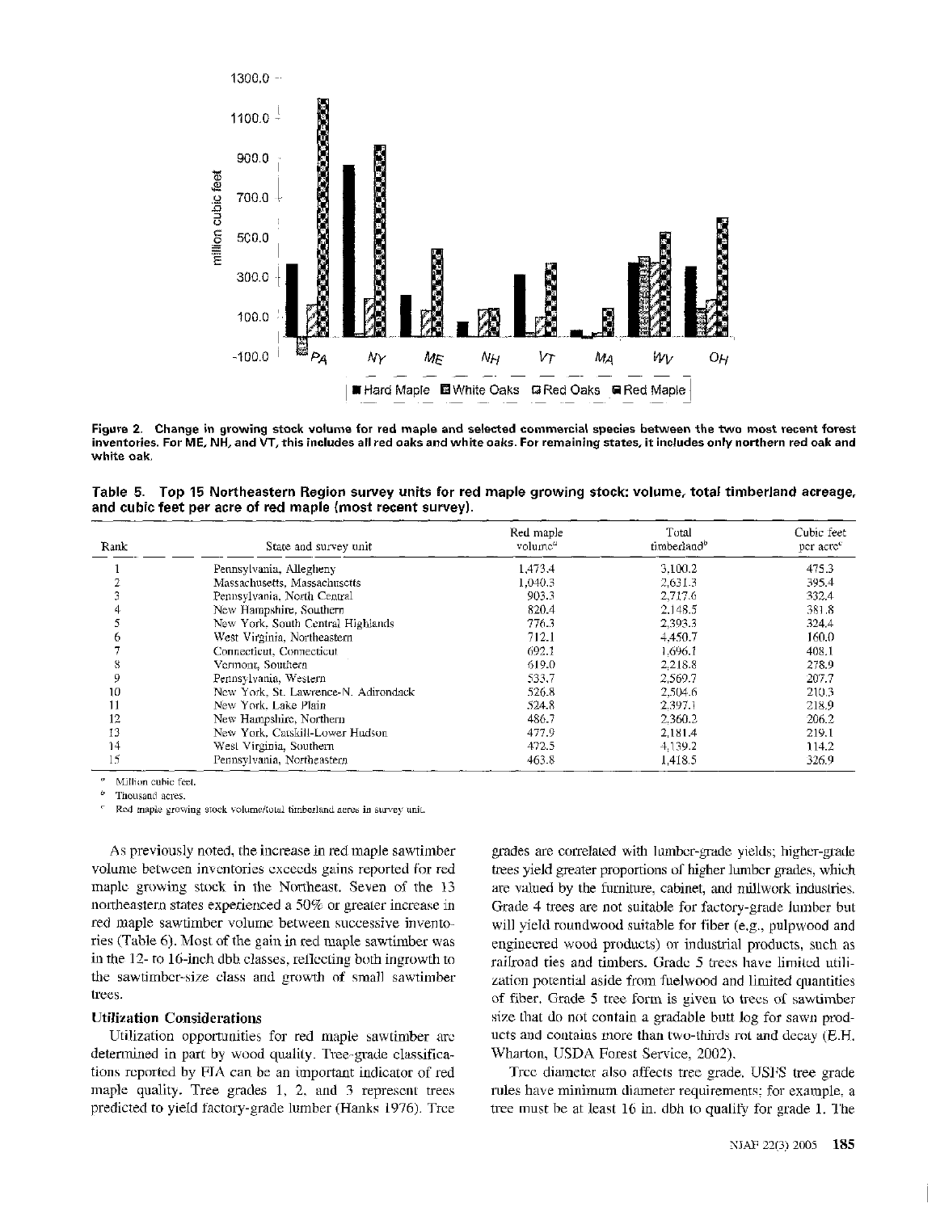**Figure 2. Change in growing stock volume for red maple and selected commercial species between the two most recent forest inventories. For ME, NH, and VT, this includes all red oaks and white oaks. For remaining states, it includes only northern red oak and white oak.**

**Table 5. Top 15 Northeastern Region survey units for red maple growing stock: volume, total timberland acreage, and cubic feet per acre of red maple (most recent survey).**

| Rank | State and survey unit | Red maple volume[a] | Total timberland[b] | Cubic feet per acre[c] |
|---|---|---|---|---|
| 1 | Pennsylvania, Allegheny | 1,473.4 | 3,100.2 | 475.3 |
| 2 | Massachusetts, Massachusetts | 1,040.3 | 2,631.3 | 395.4 |
| 3 | Pennsylvania, North Central | 903.3 | 2,717.6 | 332.4 |
| 4 | New Hampshire, Southern | 820.4 | 2,148.5 | 381.8 |
| 5 | New York, South Central Highlands | 776.3 | 2,393.3 | 324.4 |
| 6 | West Virginia, Northeastern | 712.1 | 4,450.7 | 160.0 |
| 7 | Connecticut, Connecticut | 692.1 | 1,696.1 | 408.1 |
| 8 | Vermont, Southern | 619.0 | 2,218.8 | 278.9 |
| 9 | Pennsylvania, Western | 533.7 | 2,569.7 | 207.7 |
| 10 | New York, St. Lawrence-N. Adirondack | 526.8 | 2,504.6 | 210.3 |
| 11 | New York, Lake Plain | 524.8 | 2,397.1 | 218.9 |
| 12 | New Hampshire, Northern | 486.7 | 2,360.2 | 206.2 |
| 13 | New York, Catskill-Lower Hudson | 477.9 | 2,181.4 | 219.1 |
| 14 | West Virginia, Southern | 472.5 | 4,139.2 | 114.2 |
| 15 | Pennsylvania, Northeastern | 463.8 | 1,418.5 | 326.9 |

[a] Million cubic feet.
[b] Thousand acres.
[c] Red maple growing stock volume/total timberland acres in survey unit.

As previously noted, the increase in red maple sawtimber volume between inventories exceeds gains reported for red maple growing stock in the Northeast. Seven of the 13 northeastern states experienced a 50% or greater increase in red maple sawtimber volume between successive inventories (Table 6). Most of the gain in red maple sawtimber was in the 12- to 16-inch dbh classes, reflecting both ingrowth to the sawtimber-size class and growth of small sawtimber trees.

### Utilization Considerations

Utilization opportunities for red maple sawtimber are determined in part by wood quality. Tree-grade classifications reported by FIA can be an important indicator of red maple quality. Tree grades 1, 2, and 3 represent trees predicted to yield factory-grade lumber (Hanks 1976). Tree grades are correlated with lumber-grade yields; higher-grade trees yield greater proportions of higher lumber grades, which are valued by the furniture, cabinet, and millwork industries. Grade 4 trees are not suitable for factory-grade lumber but will yield roundwood suitable for fiber (e.g., pulpwood and engineered wood products) or industrial products, such as railroad ties and timbers. Grade 5 trees have limited utilization potential aside from fuelwood and limited quantities of fiber. Grade 5 tree form is given to trees of sawtimber size that do not contain a gradable butt log for sawn products and contains more than two-thirds rot and decay (E.H. Wharton, USDA Forest Service, 2002).

Tree diameter also affects tree grade. USFS tree grade rules have minimum diameter requirements; for example, a tree must be at least 16 in. dbh to qualify for grade 1. The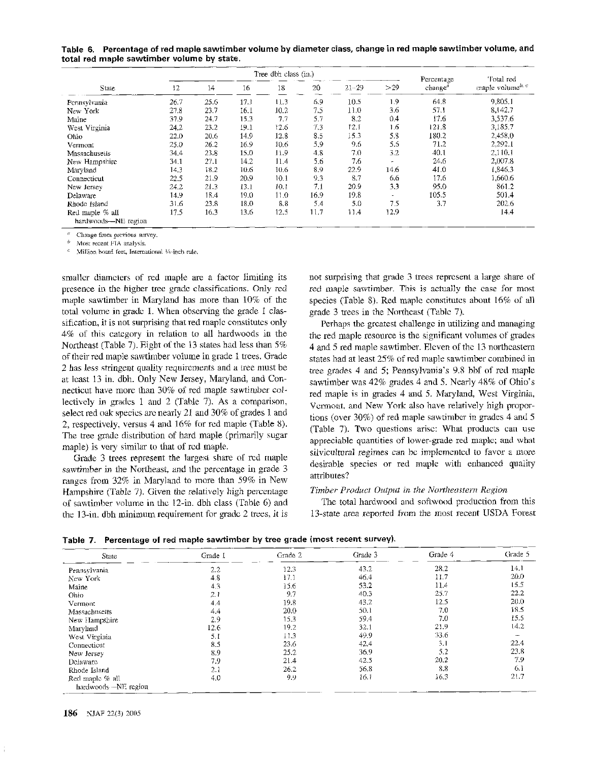**Table 6. Percentage of red maple sawtimber volume by diameter class, change in red maple sawtimber volume, and total red maple sawtimber volume by state.**

| State | Tree dbh class (in.) | | | | | | | Percentage change[a] | Total red maple volume[b, c] |
|---|---|---|---|---|---|---|---|---|---|
| | 12 | 14 | 16 | 18 | 20 | 21–29 | >29 | | |
| Pennsylvania | 26.7 | 25.6 | 17.1 | 11.3 | 6.9 | 10.5 | 1.9 | 64.8 | 9,805.1 |
| New York | 27.8 | 23.7 | 16.1 | 10.2 | 7.5 | 11.0 | 3.6 | 57.1 | 8,142.7 |
| Maine | 37.9 | 24.7 | 15.3 | 7.7 | 5.7 | 8.2 | 0.4 | 17.6 | 3,537.6 |
| West Virginia | 24.2 | 23.2 | 19.1 | 12.6 | 7.3 | 12.1 | 1.6 | 121.8 | 3,185.7 |
| Ohio | 22.0 | 20.6 | 14.9 | 12.8 | 8.5 | 15.3 | 5.8 | 180.2 | 2,458.0 |
| Vermont | 25.0 | 26.2 | 16.9 | 10.6 | 5.9 | 9.6 | 5.5 | 71.2 | 2,292.1 |
| Massachusetts | 34.4 | 23.8 | 15.0 | 11.9 | 4.8 | 7.0 | 3.2 | 40.1 | 2,110.1 |
| New Hampshire | 34.1 | 27.1 | 14.2 | 11.4 | 5.6 | 7.6 | - | 24.6 | 2,007.8 |
| Maryland | 14.3 | 18.2 | 10.6 | 10.6 | 8.9 | 22.9 | 14.6 | 41.0 | 1,846.3 |
| Connecticut | 22.5 | 21.9 | 20.9 | 10.1 | 9.3 | 8.7 | 6.6 | 17.6 | 1,660.6 |
| New Jersey | 24.2 | 21.3 | 13.1 | 10.1 | 7.1 | 20.9 | 3.3 | 95.0 | 861.2 |
| Delaware | 14.9 | 18.4 | 19.0 | 11.0 | 16.9 | 19.8 | - | 105.5 | 501.4 |
| Rhode Island | 31.6 | 23.8 | 18.0 | 8.8 | 5.4 | 5.0 | 7.5 | 3.7 | 202.6 |
| Red maple % all hardwoods—NE region | 17.5 | 16.3 | 13.6 | 12.5 | 11.7 | 11.4 | 12.9 | | 14.4 |

[a] Change from previous survey.
[b] Most recent FIA analysis.
[c] Million board feet, International ¼-inch rule.

smaller diameters of red maple are a factor limiting its presence in the higher tree grade classifications. Only red maple sawtimber in Maryland has more than 10% of the total volume in grade 1. When observing the grade 1 classification, it is not surprising that red maple constitutes only 4% of this category in relation to all hardwoods in the Northeast (Table 7). Eight of the 13 states had less than 5% of their red maple sawtimber volume in grade 1 trees. Grade 2 has less stringent quality requirements and a tree must be at least 13 in. dbh. Only New Jersey, Maryland, and Connecticut have more than 30% of red maple sawtimber collectively in grades 1 and 2 (Table 7). As a comparison, select red oak species are nearly 21 and 30% of grades 1 and 2, respectively, versus 4 and 16% for red maple (Table 8). The tree grade distribution of hard maple (primarily sugar maple) is very similar to that of red maple.

Grade 3 trees represent the largest share of red maple sawtimber in the Northeast, and the percentage in grade 3 ranges from 32% in Maryland to more than 59% in New Hampshire (Table 7). Given the relatively high percentage of sawtimber volume in the 12-in. dbh class (Table 6) and the 13-in. dbh minimum requirement for grade 2 trees, it is not surprising that grade 3 trees represent a large share of red maple sawtimber. This is actually the case for most species (Table 8). Red maple constitutes about 16% of all grade 3 trees in the Northeast (Table 7).

Perhaps the greatest challenge in utilizing and managing the red maple resource is the significant volumes of grades 4 and 5 red maple sawtimber. Eleven of the 13 northeastern states had at least 25% of red maple sawtimber combined in tree grades 4 and 5; Pennsylvania's 9.8 bbf of red maple sawtimber was 42% grades 4 and 5. Nearly 48% of Ohio's red maple is in grades 4 and 5. Maryland, West Virginia, Vermont, and New York also have relatively high proportions (over 30%) of red maple sawtimber in grades 4 and 5 (Table 7). Two questions arise: What products can use appreciable quantities of lower-grade red maple; and what silvicultural regimes can be implemented to favor a more desirable species or red maple with enhanced quality attributes?

*Timber Product Output in the Northeastern Region*

The total hardwood and softwood production from this 13-state area reported from the most recent USDA Forest

**Table 7. Percentage of red maple sawtimber by tree grade (most recent survey).**

| State | Grade 1 | Grade 2 | Grade 3 | Grade 4 | Grade 5 |
|---|---|---|---|---|---|
| Pennsylvania | 2.2 | 12.3 | 43.2 | 28.2 | 14.1 |
| New York | 4.8 | 17.1 | 46.4 | 11.7 | 20.0 |
| Maine | 4.3 | 15.6 | 53.2 | 11.4 | 15.5 |
| Ohio | 2.1 | 9.7 | 40.3 | 25.7 | 22.2 |
| Vermont | 4.4 | 19.8 | 43.2 | 12.5 | 20.0 |
| Massachusetts | 4.4 | 20.0 | 50.1 | 7.0 | 18.5 |
| New Hampshire | 2.9 | 15.3 | 59.4 | 7.0 | 15.5 |
| Maryland | 12.6 | 19.2 | 32.1 | 21.9 | 14.2 |
| West Virginia | 5.1 | 11.3 | 49.9 | 33.6 | – |
| Connecticut | 8.5 | 23.6 | 42.4 | 3.1 | 22.4 |
| New Jersey | 8.9 | 25.2 | 36.9 | 5.2 | 23.8 |
| Delaware | 7.9 | 21.4 | 42.5 | 20.2 | 7.9 |
| Rhode Island | 2.1 | 26.2 | 56.8 | 8.8 | 6.1 |
| Red maple % all hardwoods—NE region | 4.0 | 9.9 | 16.1 | 16.3 | 21.7 |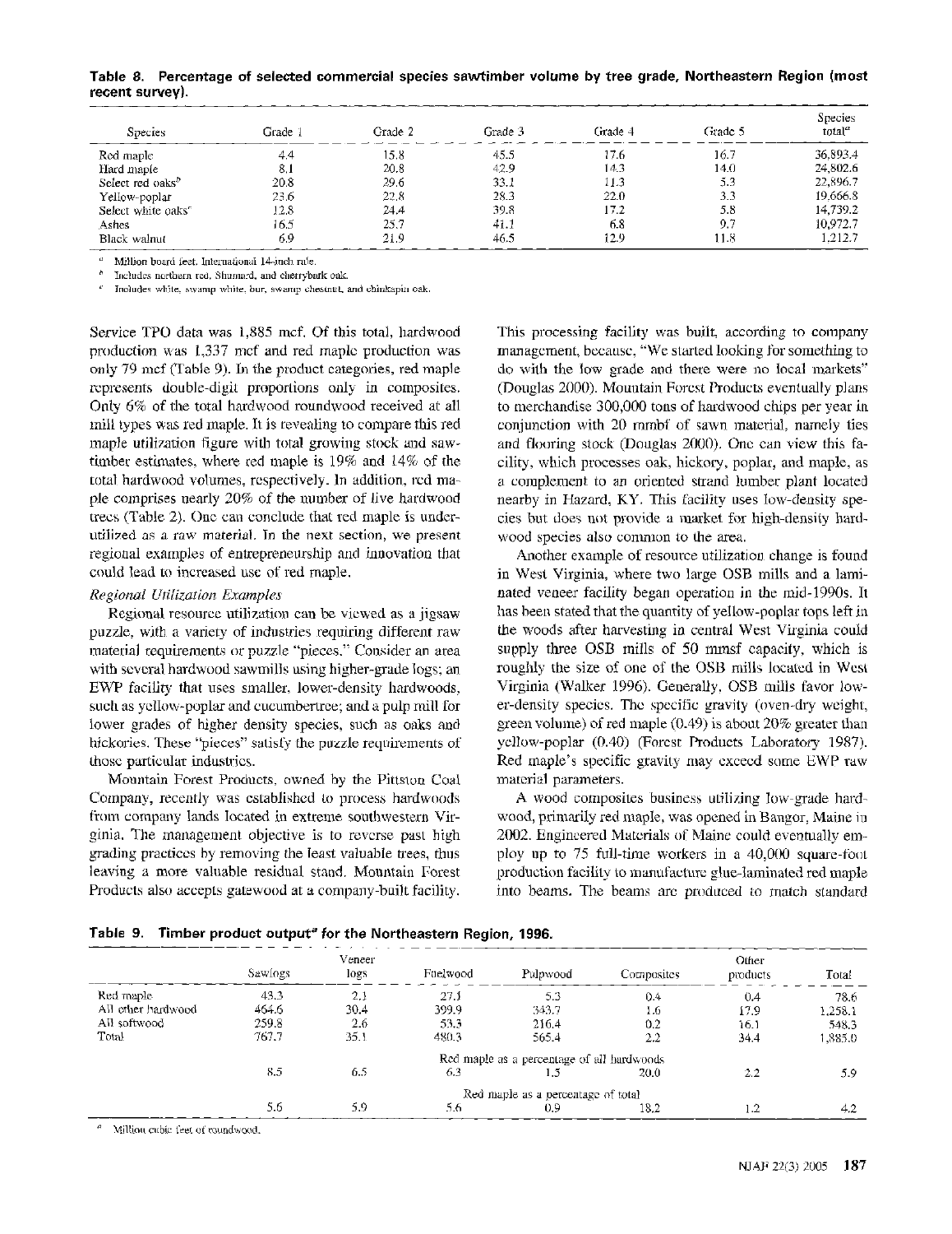**Table 8. Percentage of selected commercial species sawtimber volume by tree grade, Northeastern Region (most recent survey).**

| Species | Grade 1 | Grade 2 | Grade 3 | Grade 4 | Grade 5 | Species total[a] |
|---|---|---|---|---|---|---|
| Red maple | 4.4 | 15.8 | 45.5 | 17.6 | 16.7 | 36,893.4 |
| Hard maple | 8.1 | 20.8 | 42.9 | 14.3 | 14.0 | 24,802.6 |
| Select red oaks[b] | 20.8 | 29.6 | 33.1 | 11.3 | 5.3 | 22,896.7 |
| Yellow-poplar | 23.6 | 22.8 | 28.3 | 22.0 | 3.3 | 19,666.8 |
| Select white oaks[c] | 12.8 | 24.4 | 39.8 | 17.2 | 5.8 | 14,739.2 |
| Ashes | 16.5 | 25.7 | 41.1 | 6.8 | 9.7 | 10,972.7 |
| Black walnut | 6.9 | 21.9 | 46.5 | 12.9 | 11.8 | 1,212.7 |

[a] Million board feet, International 1/4-inch rule.

[b] Includes northern red, Shumard, and cherrybark oak.

[c] Includes white, swamp white, bur, swamp chestnut, and chinkapin oak.

Service TPO data was 1,885 mcf. Of this total, hardwood production was 1,337 mcf and red maple production was only 79 mcf (Table 9). In the product categories, red maple represents double-digit proportions only in composites. Only 6% of the total hardwood roundwood received at all mill types was red maple. It is revealing to compare this red maple utilization figure with total growing stock and sawtimber estimates, where red maple is 19% and 14% of the total hardwood volumes, respectively. In addition, red maple comprises nearly 20% of the number of live hardwood trees (Table 2). One can conclude that red maple is underutilized as a raw material. In the next section, we present regional examples of entrepreneurship and innovation that could lead to increased use of red maple.

*Regional Utilization Examples*

Regional resource utilization can be viewed as a jigsaw puzzle, with a variety of industries requiring different raw material requirements or puzzle "pieces." Consider an area with several hardwood sawmills using higher-grade logs; an EWP facility that uses smaller, lower-density hardwoods, such as yellow-poplar and cucumbertree; and a pulp mill for lower grades of higher density species, such as oaks and hickories. These "pieces" satisfy the puzzle requirements of those particular industries.

Mountain Forest Products, owned by the Pittston Coal Company, recently was established to process hardwoods from company lands located in extreme southwestern Virginia. The management objective is to reverse past high grading practices by removing the least valuable trees, thus leaving a more valuable residual stand. Mountain Forest Products also accepts gatewood at a company-built facility. This processing facility was built, according to company management, because, "We started looking for something to do with the low grade and there were no local markets" (Douglas 2000). Mountain Forest Products eventually plans to merchandise 300,000 tons of hardwood chips per year in conjunction with 20 mmbf of sawn material, namely ties and flooring stock (Douglas 2000). One can view this facility, which processes oak, hickory, poplar, and maple, as a complement to an oriented strand lumber plant located nearby in Hazard, KY. This facility uses low-density species but does not provide a market for high-density hardwood species also common to the area.

Another example of resource utilization change is found in West Virginia, where two large OSB mills and a laminated veneer facility began operation in the mid-1990s. It has been stated that the quantity of yellow-poplar tops left in the woods after harvesting in central West Virginia could supply three OSB mills of 50 mmsf capacity, which is roughly the size of one of the OSB mills located in West Virginia (Walker 1996). Generally, OSB mills favor lower-density species. The specific gravity (oven-dry weight, green volume) of red maple (0.49) is about 20% greater than yellow-poplar (0.40) (Forest Products Laboratory 1987). Red maple's specific gravity may exceed some EWP raw material parameters.

A wood composites business utilizing low-grade hardwood, primarily red maple, was opened in Bangor, Maine in 2002. Engineered Materials of Maine could eventually employ up to 75 full-time workers in a 40,000 square-foot production facility to manufacture glue-laminated red maple into beams. The beams are produced to match standard

**Table 9. Timber product output[a] for the Northeastern Region, 1996.**

| | Sawlogs | Veneer logs | Fuelwood | Pulpwood | Composites | Other products | Total |
|---|---|---|---|---|---|---|---|
| Red maple | 43.3 | 2.3 | 27.1 | 5.3 | 0.4 | 0.4 | 78.6 |
| All other hardwood | 464.6 | 30.4 | 399.9 | 343.7 | 1.6 | 17.9 | 1,258.1 |
| All softwood | 259.8 | 2.6 | 53.3 | 216.4 | 0.2 | 16.1 | 548.3 |
| Total | 767.7 | 35.1 | 480.3 | 565.4 | 2.2 | 34.4 | 1,885.0 |
| | Red maple as a percentage of all hardwoods | | | | | | |
| | 8.5 | 6.5 | 6.3 | 1.5 | 20.0 | 2.2 | 5.9 |
| | Red maple as a percentage of total | | | | | | |
| | 5.6 | 5.9 | 5.6 | 0.9 | 18.2 | 1.2 | 4.2 |

[a] Million cubic feet of roundwood.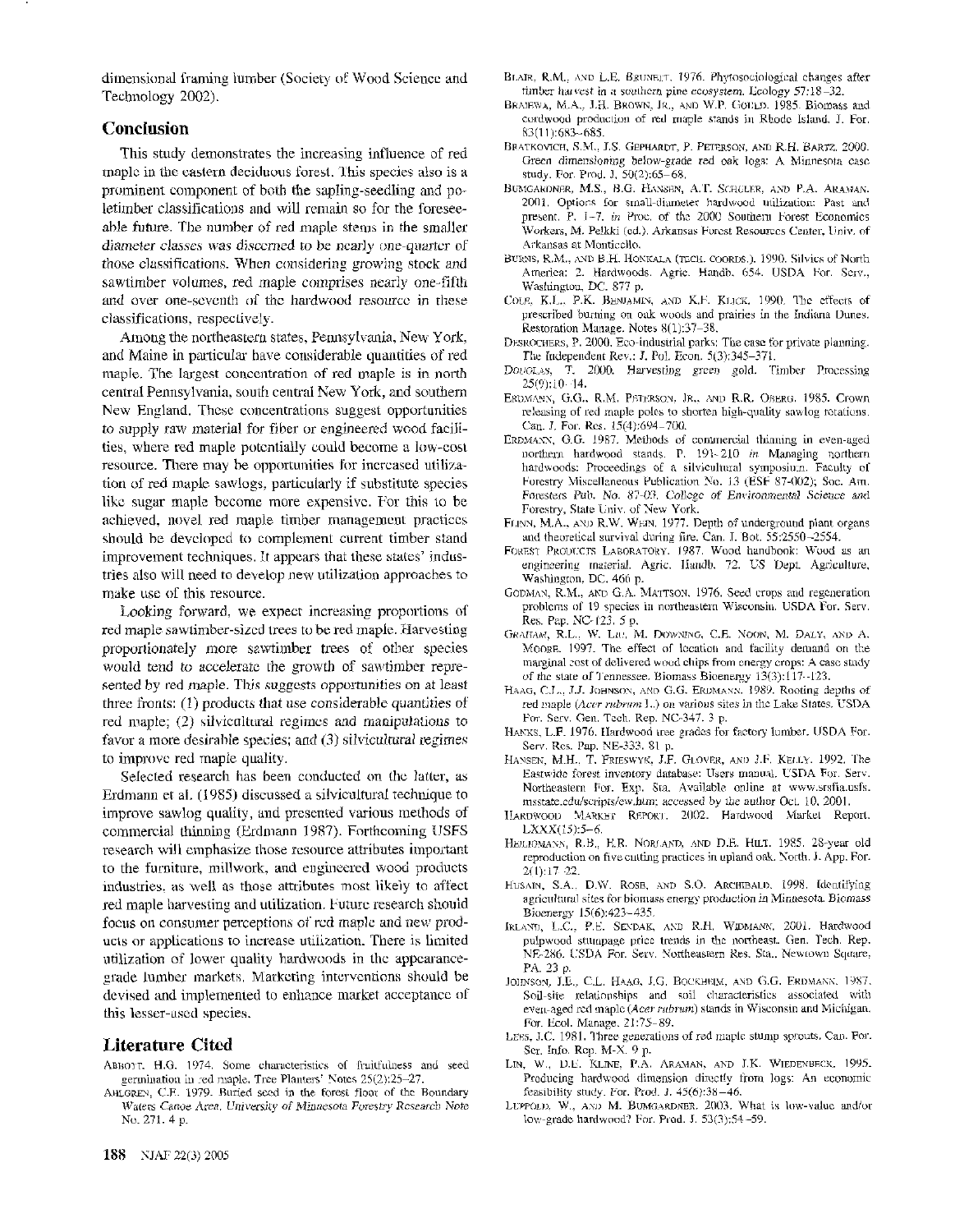dimensional framing lumber (Society of Wood Science and Technology 2002).

## Conclusion

This study demonstrates the increasing influence of red maple in the eastern deciduous forest. This species also is a prominent component of both the sapling-seedling and poletimber classifications and will remain so for the foreseeable future. The number of red maple stems in the smaller diameter classes was discerned to be nearly one-quarter of those classifications. When considering growing stock and sawtimber volumes, red maple comprises nearly one-fifth and over one-seventh of the hardwood resource in these classifications, respectively.

Among the northeastern states, Pennsylvania, New York, and Maine in particular have considerable quantities of red maple. The largest concentration of red maple is in north central Pennsylvania, south central New York, and southern New England. These concentrations suggest opportunities to supply raw material for fiber or engineered wood facilities, where red maple potentially could become a low-cost resource. There may be opportunities for increased utilization of red maple sawlogs, particularly if substitute species like sugar maple become more expensive. For this to be achieved, novel red maple timber management practices should be developed to complement current timber stand improvement techniques. It appears that these states' industries also will need to develop new utilization approaches to make use of this resource.

Looking forward, we expect increasing proportions of red maple sawtimber-sized trees to be red maple. Harvesting proportionately more sawtimber trees of other species would tend to accelerate the growth of sawtimber represented by red maple. This suggests opportunities on at least three fronts: (1) products that use considerable quantities of red maple; (2) silvicultural regimes and manipulations to favor a more desirable species; and (3) silvicultural regimes to improve red maple quality.

Selected research has been conducted on the latter, as Erdmann et al. (1985) discussed a silvicultural technique to improve sawlog quality, and presented various methods of commercial thinning (Erdmann 1987). Forthcoming USFS research will emphasize those resource attributes important to the furniture, millwork, and engineered wood products industries, as well as those attributes most likely to affect red maple harvesting and utilization. Future research should focus on consumer perceptions of red maple and new products or applications to increase utilization. There is limited utilization of lower quality hardwoods in the appearance-grade lumber markets. Marketing interventions should be devised and implemented to enhance market acceptance of this lesser-used species.

## Literature Cited

Abbott, H.G. 1974. Some characteristics of fruitfulness and seed germination in red maple. Tree Planters' Notes 25(2):25–27.

Ahlgren, C.E. 1979. Buried seed in the forest floor of the Boundary Waters Canoe Area. University of Minnesota Forestry Research Note No. 271. 4 p.

Blair, R.M., and L.E. Brunett. 1976. Phytosociological changes after timber harvest in a southern pine ecosystem. Ecology 57:18–32.

Brajewa, M.A., J.H. Brown, Jr., and W.P. Gould. 1985. Biomass and cordwood production of red maple stands in Rhode Island. J. For. 83(11):683–685.

Bratkovich, S.M., J.S. Gephardt, P. Peterson, and R.H. Bartz. 2000. Green dimensioning below-grade red oak logs: A Minnesota case study. For. Prod. J. 50(2):65–68.

Bumgardner, M.S., B.G. Hansen, A.T. Schuler, and P.A. Araman. 2001. Options for small-diameter hardwood utilization: Past and present. P. 1–7. *in* Proc. of the 2000 Southern Forest Economics Workers, M. Pelkki (ed.). Arkansas Forest Resources Center, Univ. of Arkansas at Monticello.

Burns, R.M., and B.H. Honkala (tech. coords.). 1990. Silvics of North America: 2. Hardwoods. Agric. Handb. 654. USDA For. Serv., Washington, DC. 877 p.

Cole, K.L., P.K. Benjamin, and K.F. Klick. 1990. The effects of prescribed burning on oak woods and prairies in the Indiana Dunes. Restoration Manage. Notes 8(1):37–38.

Desrochers, P. 2000. Eco-industrial parks: The case for private planning. The Independent Rev.: J. Pol. Econ. 5(3):345–371.

Douglas, T. 2000. Harvesting green gold. Timber Processing 25(9):10–14.

Erdmann, G.G., R.M. Peterson, Jr., and R.R. Oberg. 1985. Crown releasing of red maple poles to shorten high-quality sawlog rotations. Can. J. For. Res. 15(4):694–700.

Erdmann, G.G. 1987. Methods of commercial thinning in even-aged northern hardwood stands. P. 191–210 *in* Managing northern hardwoods: Proceedings of a silvicultural symposium. Faculty of Forestry Miscellaneous Publication No. 13 (ESF 87-002); Soc. Am. Foresters Pub. No. 87-03. College of Environmental Science and Forestry, State Univ. of New York.

Flinn, M.A., and R.W. Wein. 1977. Depth of underground plant organs and theoretical survival during fire. Can. J. Bot. 55:2550–2554.

Forest Products Laboratory. 1987. Wood handbook: Wood as an engineering material. Agric. Handb. 72. US Dept. Agriculture, Washington, DC. 466 p.

Godman, R.M., and G.A. Mattson. 1976. Seed crops and regeneration problems of 19 species in northeastern Wisconsin. USDA For. Serv. Res. Pap. NC-123. 5 p.

Graham, R.L., W. Liu, M. Downing, C.E. Noon, M. Daly, and A. Moore. 1997. The effect of location and facility demand on the marginal cost of delivered wood chips from energy crops: A case study of the state of Tennessee. Biomass Bioenergy 13(3):117–123.

Haag, C.L., J.J. Johnson, and G.G. Erdmann. 1989. Rooting depths of red maple (*Acer rubrum* L.) on various sites in the Lake States. USDA For. Serv. Gen. Tech. Rep. NC-347. 3 p.

Hanks, L.F. 1976. Hardwood tree grades for factory lumber. USDA For. Serv. Res. Pap. NE-333. 81 p.

Hansen, M.H., T. Frieswyk, J.F. Glover, and J.F. Kelly. 1992. The Eastwide forest inventory database: Users manual. USDA For. Serv. Northeastern For. Exp. Sta. Available online at www.srsfia.usfs.msstate.edu/scripts/ew.htm; accessed by the author Oct. 10, 2001.

Hardwood Market Report. 2002. Hardwood Market Report. LXXX(15):5–6.

Heiligmann, R.B., E.R. Norland, and D.E. Hilt. 1985. 28-year old reproduction on five cutting practices in upland oak. North. J. App. For. 2(1):17–22.

Husain, S.A., D.W. Rose, and S.O. Archibald. 1998. Identifying agricultural sites for biomass energy production in Minnesota. Biomass Bioenergy 15(6):423–435.

Ireland, L.C., P.E. Sendak, and R.H. Widmann. 2001. Hardwood pulpwood stumpage price trends in the northeast. Gen. Tech. Rep. NE-286. USDA For. Serv. Northeastern Res. Sta., Newtown Square, PA. 23 p.

Johnson, J.E., C.L. Haag, J.G. Bockheim, and G.G. Erdmann. 1987. Soil-site relationships and soil characteristics associated with even-aged red maple (*Acer rubrum*) stands in Wisconsin and Michigan. For. Ecol. Manage. 21:75–89.

Lees, J.C. 1981. Three generations of red maple stump sprouts. Can. For. Ser. Info. Rep. M-X. 9 p.

Lin, W., D.E. Kline, P.A. Araman, and J.K. Wiedenbeck. 1995. Producing hardwood dimension directly from logs: An economic feasibility study. For. Prod. J. 45(6):38–46.

Luppold, W., and M. Bumgardner. 2003. What is low-value and/or low-grade hardwood? For. Prod. J. 53(3):54–59.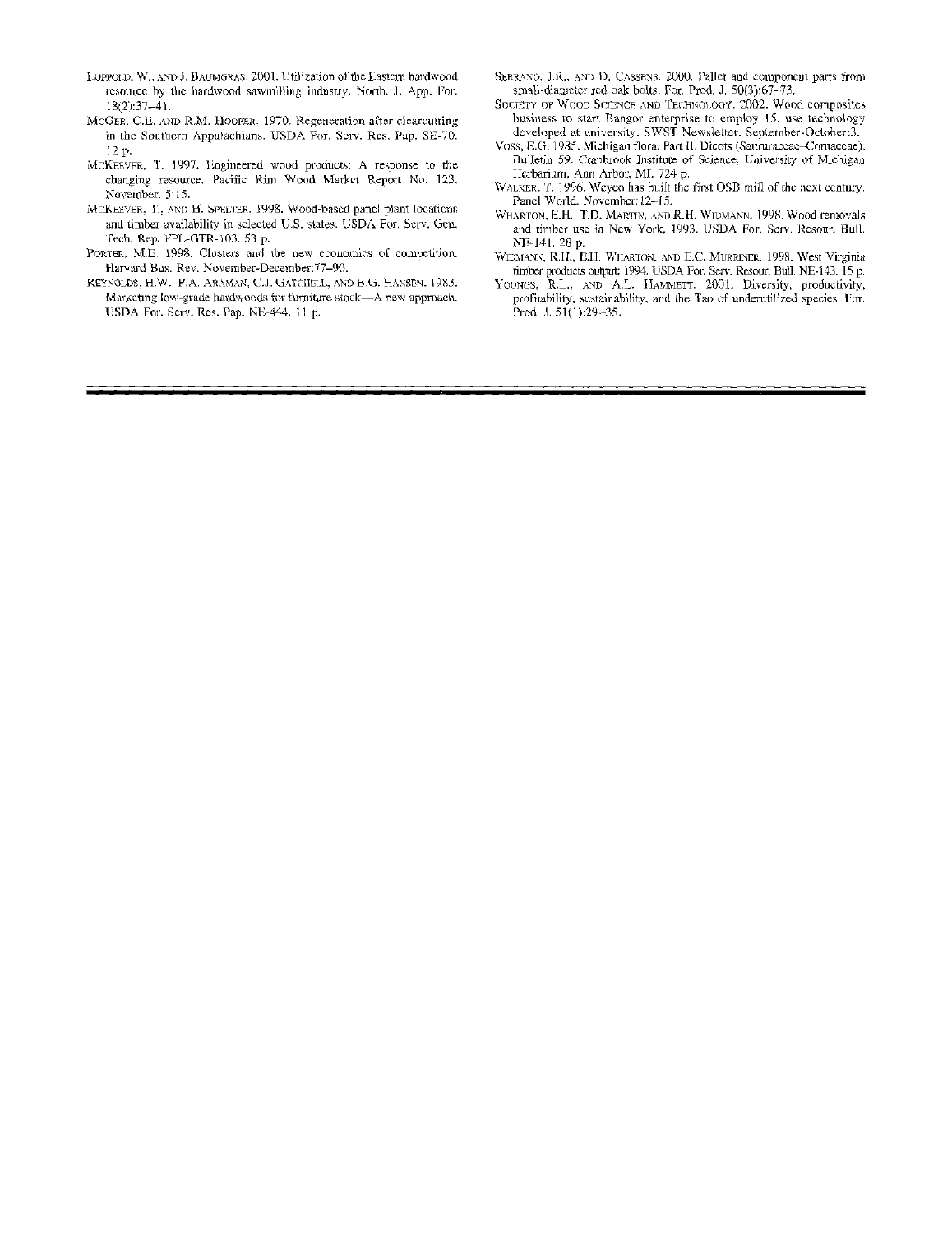LUPPOLD, W., AND J. BAUMGRAS. 2001. Utilization of the Eastern hardwood resource by the hardwood sawmilling industry. North. J. App. For. 18(2):37–41.

MCGEE, C.E. AND R.M. HOOPER. 1970. Regeneration after clearcutting in the Southern Appalachians. USDA For. Serv. Res. Pap. SE-70. 12 p.

MCKEEVER, T. 1997. Engineered wood products: A response to the changing resource. Pacific Rim Wood Market Report No. 123. November: 5:15.

MCKEEVER, T., AND B. SPELTER. 1998. Wood-based panel plant locations and timber availability in selected U.S. states. USDA For. Serv. Gen. Tech. Rep. FPL-GTR-103. 53 p.

PORTER, M.E. 1998. Clusters and the new economics of competition. Harvard Bus. Rev. November-December:77–90.

REYNOLDS, H.W., P.A. ARAMAN, C.J. GATCHELL, AND B.G. HANSEN. 1983. Marketing low-grade hardwoods for furniture stock—A new approach. USDA For. Serv. Res. Pap. NE-444. 11 p.

SERRANO, J.R., AND D. CASSENS. 2000. Pallet and component parts from small-diameter red oak bolts. For. Prod. J. 50(3):67–73.

SOCIETY OF WOOD SCIENCE AND TECHNOLOGY. 2002. Wood composites business to start Bangor enterprise to employ 15, use technology developed at university. SWST Newsletter. September-October:3.

VOSS, E.G. 1985. Michigan flora. Part II. Dicots (Saururaceae–Cornaceae). Bulletin 59. Cranbrook Institute of Science, University of Michigan Herbarium, Ann Arbor, MI. 724 p.

WALKER, T. 1996. Weyco has built the first OSB mill of the next century. Panel World. November:12–15.

WHARTON, E.H., T.D. MARTIN, AND R.H. WIDMANN. 1998. Wood removals and timber use in New York, 1993. USDA For. Serv. Resour. Bull. NE-141. 28 p.

WIDMANN, R.H., E.H. WHARTON, AND E.C. MURRINER. 1998. West Virginia timber products output: 1994. USDA For. Serv. Resour. Bull. NE-143. 15 p.

YOUNGS, R.L., AND A.L. HAMMETT. 2001. Diversity, productivity, profitability, sustainability, and the Tao of underutilized species. For. Prod. J. 51(1):29–35.